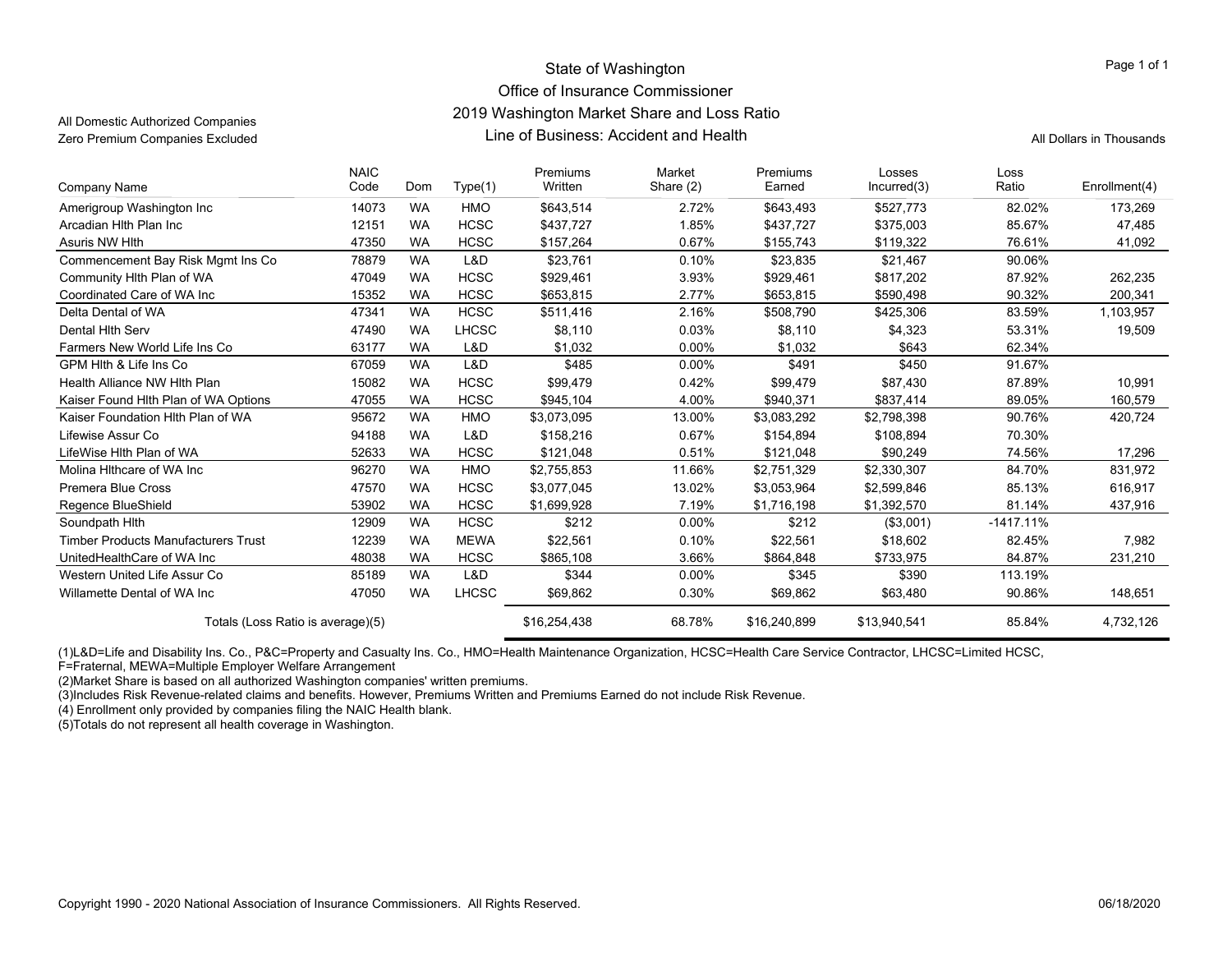# State of Washington
## Office of Insurance Commissioner
## 2019 Washington Market Share and Loss Ratio
## Line of Business: Accident and Health

All Domestic Authorized Companies
Zero Premium Companies Excluded

All Dollars in Thousands

| Company Name | NAIC Code | Dom | Type(1) | Premiums Written | Market Share (2) | Premiums Earned | Losses Incurred(3) | Loss Ratio | Enrollment(4) |
|---|---|---|---|---|---|---|---|---|---|
| Amerigroup Washington Inc | 14073 | WA | HMO | $643,514 | 2.72% | $643,493 | $527,773 | 82.02% | 173,269 |
| Arcadian Hlth Plan Inc | 12151 | WA | HCSC | $437,727 | 1.85% | $437,727 | $375,003 | 85.67% | 47,485 |
| Asuris NW Hlth | 47350 | WA | HCSC | $157,264 | 0.67% | $155,743 | $119,322 | 76.61% | 41,092 |
| Commencement Bay Risk Mgmt Ins Co | 78879 | WA | L&D | $23,761 | 0.10% | $23,835 | $21,467 | 90.06% | |
| Community Hlth Plan of WA | 47049 | WA | HCSC | $929,461 | 3.93% | $929,461 | $817,202 | 87.92% | 262,235 |
| Coordinated Care of WA Inc | 15352 | WA | HCSC | $653,815 | 2.77% | $653,815 | $590,498 | 90.32% | 200,341 |
| Delta Dental of WA | 47341 | WA | HCSC | $511,416 | 2.16% | $508,790 | $425,306 | 83.59% | 1,103,957 |
| Dental Hlth Serv | 47490 | WA | LHCSC | $8,110 | 0.03% | $8,110 | $4,323 | 53.31% | 19,509 |
| Farmers New World Life Ins Co | 63177 | WA | L&D | $1,032 | 0.00% | $1,032 | $643 | 62.34% | |
| GPM Hlth & Life Ins Co | 67059 | WA | L&D | $485 | 0.00% | $491 | $450 | 91.67% | |
| Health Alliance NW Hlth Plan | 15082 | WA | HCSC | $99,479 | 0.42% | $99,479 | $87,430 | 87.89% | 10,991 |
| Kaiser Found Hlth Plan of WA Options | 47055 | WA | HCSC | $945,104 | 4.00% | $940,371 | $837,414 | 89.05% | 160,579 |
| Kaiser Foundation Hlth Plan of WA | 95672 | WA | HMO | $3,073,095 | 13.00% | $3,083,292 | $2,798,398 | 90.76% | 420,724 |
| Lifewise Assur Co | 94188 | WA | L&D | $158,216 | 0.67% | $154,894 | $108,894 | 70.30% | |
| LifeWise Hlth Plan of WA | 52633 | WA | HCSC | $121,048 | 0.51% | $121,048 | $90,249 | 74.56% | 17,296 |
| Molina Hlthcare of WA Inc | 96270 | WA | HMO | $2,755,853 | 11.66% | $2,751,329 | $2,330,307 | 84.70% | 831,972 |
| Premera Blue Cross | 47570 | WA | HCSC | $3,077,045 | 13.02% | $3,053,964 | $2,599,846 | 85.13% | 616,917 |
| Regence BlueShield | 53902 | WA | HCSC | $1,699,928 | 7.19% | $1,716,198 | $1,392,570 | 81.14% | 437,916 |
| Soundpath Hlth | 12909 | WA | HCSC | $212 | 0.00% | $212 | ($3,001) | -1417.11% | |
| Timber Products Manufacturers Trust | 12239 | WA | MEWA | $22,561 | 0.10% | $22,561 | $18,602 | 82.45% | 7,982 |
| UnitedHealthCare of WA Inc | 48038 | WA | HCSC | $865,108 | 3.66% | $864,848 | $733,975 | 84.87% | 231,210 |
| Western United Life Assur Co | 85189 | WA | L&D | $344 | 0.00% | $345 | $390 | 113.19% | |
| Willamette Dental of WA Inc | 47050 | WA | LHCSC | $69,862 | 0.30% | $69,862 | $63,480 | 90.86% | 148,651 |
| Totals (Loss Ratio is average)(5) | | | | $16,254,438 | 68.78% | $16,240,899 | $13,940,541 | 85.84% | 4,732,126 |

(1)L&D=Life and Disability Ins. Co., P&C=Property and Casualty Ins. Co., HMO=Health Maintenance Organization, HCSC=Health Care Service Contractor, LHCSC=Limited HCSC, F=Fraternal, MEWA=Multiple Employer Welfare Arrangement

(2)Market Share is based on all authorized Washington companies' written premiums.

(3)Includes Risk Revenue-related claims and benefits. However, Premiums Written and Premiums Earned do not include Risk Revenue.

(4) Enrollment only provided by companies filing the NAIC Health blank.

(5)Totals do not represent all health coverage in Washington.

Copyright 1990 - 2020 National Association of Insurance Commissioners. All Rights Reserved.

06/18/2020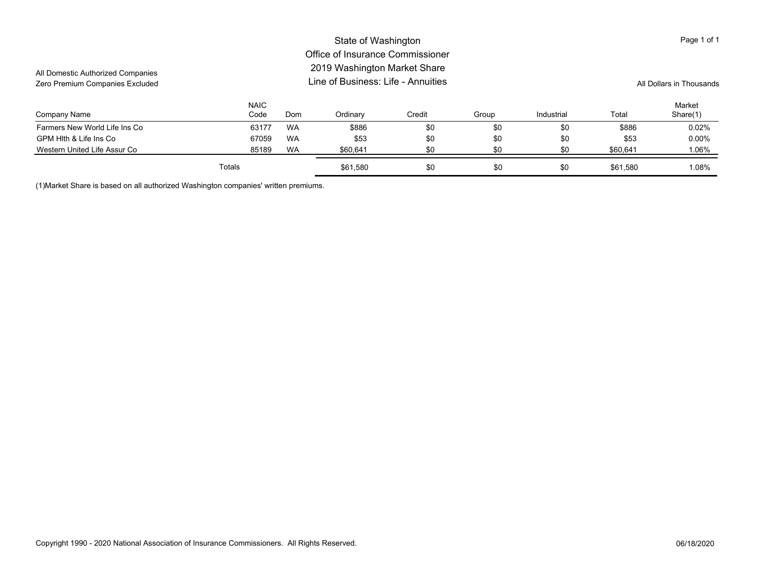# State of Washington
## Office of Insurance Commissioner
## 2019 Washington Market Share
## Line of Business: Life - Annuities

All Domestic Authorized Companies
Zero Premium Companies Excluded

All Dollars in Thousands

| Company Name | NAIC Code | Dom | Ordinary | Credit | Group | Industrial | Total | Market Share(1) |
|---|---|---|---|---|---|---|---|---|
| Farmers New World Life Ins Co | 63177 | WA | $886 | $0 | $0 | $0 | $886 | 0.02% |
| GPM Hlth & Life Ins Co | 67059 | WA | $53 | $0 | $0 | $0 | $53 | 0.00% |
| Western United Life Assur Co | 85189 | WA | $60,641 | $0 | $0 | $0 | $60,641 | 1.06% |
| Totals | | | $61,580 | $0 | $0 | $0 | $61,580 | 1.08% |

(1)Market Share is based on all authorized Washington companies' written premiums.

Copyright 1990 - 2020 National Association of Insurance Commissioners. All Rights Reserved.

06/18/2020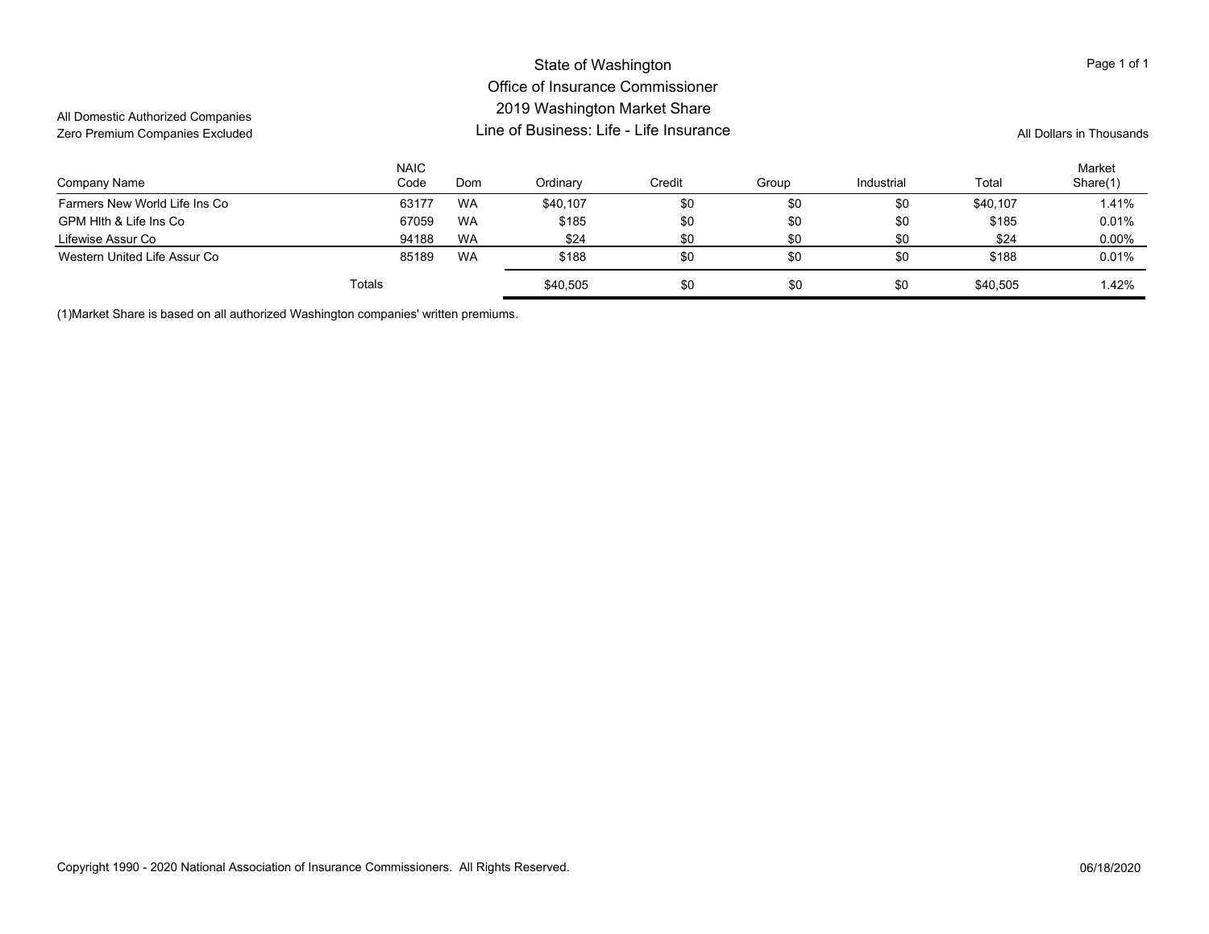# State of Washington
## Office of Insurance Commissioner
## 2019 Washington Market Share
## Line of Business: Life - Life Insurance

All Domestic Authorized Companies
Zero Premium Companies Excluded

All Dollars in Thousands

| Company Name | NAIC Code | Dom | Ordinary | Credit | Group | Industrial | Total | Market Share(1) |
|---|---|---|---|---|---|---|---|---|
| Farmers New World Life Ins Co | 63177 | WA | $40,107 | $0 | $0 | $0 | $40,107 | 1.41% |
| GPM Hlth & Life Ins Co | 67059 | WA | $185 | $0 | $0 | $0 | $185 | 0.01% |
| Lifewise Assur Co | 94188 | WA | $24 | $0 | $0 | $0 | $24 | 0.00% |
| Western United Life Assur Co | 85189 | WA | $188 | $0 | $0 | $0 | $188 | 0.01% |
| Totals | | | $40,505 | $0 | $0 | $0 | $40,505 | 1.42% |

(1)Market Share is based on all authorized Washington companies' written premiums.

Copyright 1990 - 2020 National Association of Insurance Commissioners. All Rights Reserved.

06/18/2020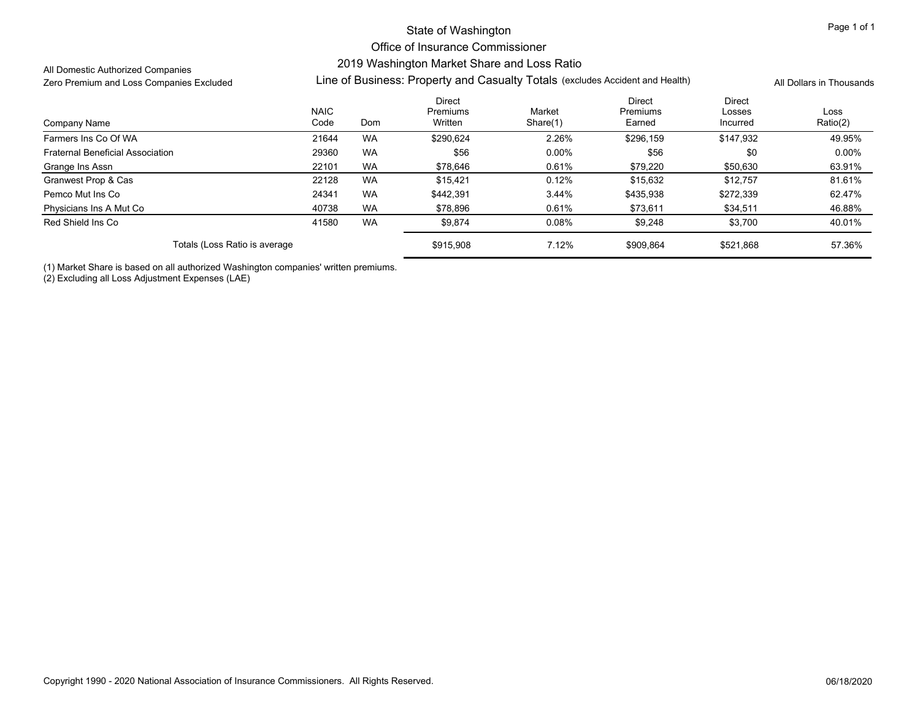# State of Washington
## Office of Insurance Commissioner
## 2019 Washington Market Share and Loss Ratio

All Domestic Authorized Companies
Zero Premium and Loss Companies Excluded

**Line of Business: Property and Casualty Totals** (excludes Accident and Health)

All Dollars in Thousands

| Company Name | NAIC Code | Dom | Direct Premiums Written | Market Share(1) | Direct Premiums Earned | Direct Losses Incurred | Loss Ratio(2) |
|---|---|---|---|---|---|---|---|
| Farmers Ins Co Of WA | 21644 | WA | $290,624 | 2.26% | $296,159 | $147,932 | 49.95% |
| Fraternal Beneficial Association | 29360 | WA | $56 | 0.00% | $56 | $0 | 0.00% |
| Grange Ins Assn | 22101 | WA | $78,646 | 0.61% | $79,220 | $50,630 | 63.91% |
| Granwest Prop & Cas | 22128 | WA | $15,421 | 0.12% | $15,632 | $12,757 | 81.61% |
| Pemco Mut Ins Co | 24341 | WA | $442,391 | 3.44% | $435,938 | $272,339 | 62.47% |
| Physicians Ins A Mut Co | 40738 | WA | $78,896 | 0.61% | $73,611 | $34,511 | 46.88% |
| Red Shield Ins Co | 41580 | WA | $9,874 | 0.08% | $9,248 | $3,700 | 40.01% |
| Totals (Loss Ratio is average | | | $915,908 | 7.12% | $909,864 | $521,868 | 57.36% |

(1) Market Share is based on all authorized Washington companies' written premiums.
(2) Excluding all Loss Adjustment Expenses (LAE)

Copyright 1990 - 2020 National Association of Insurance Commissioners. All Rights Reserved.

06/18/2020